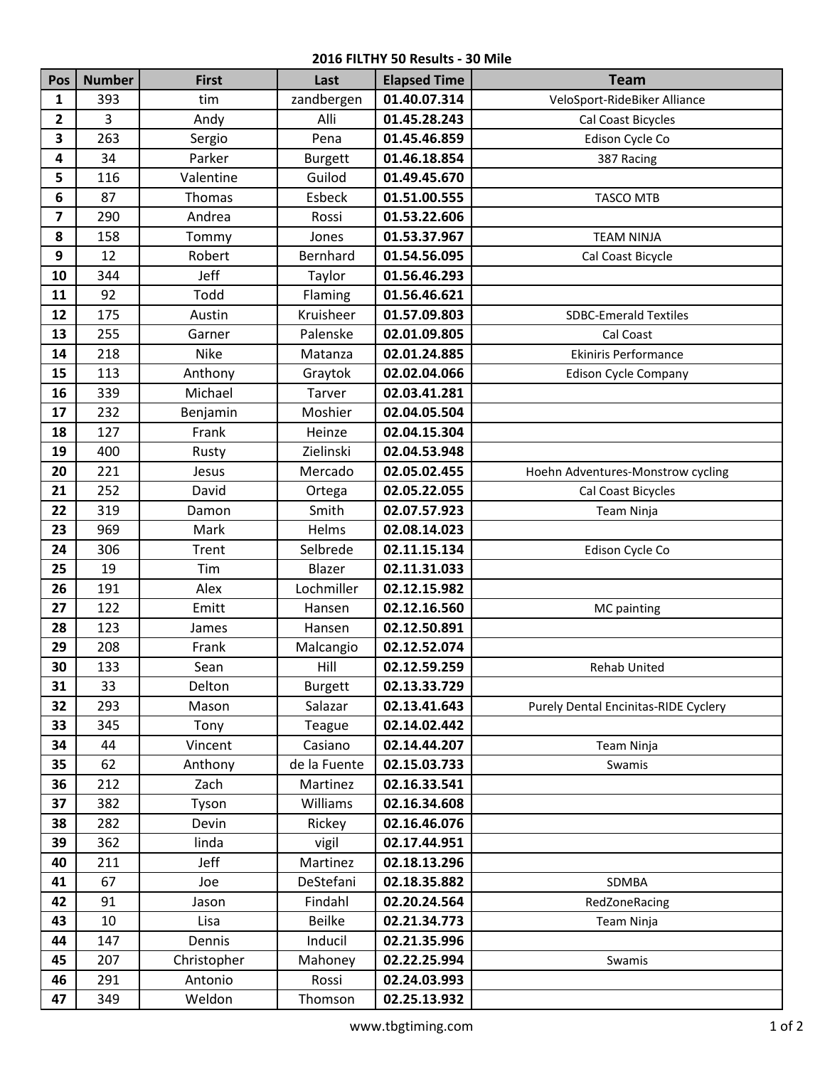## 2016 FILTHY 50 Results - 30 Mile

| Pos | Number | First | Last | Elapsed Time | Team |
|---|---|---|---|---|---|
| 1 | 393 | tim | zandbergen | 01.40.07.314 | VeloSport-RideBiker Alliance |
| 2 | 3 | Andy | Alli | 01.45.28.243 | Cal Coast Bicycles |
| 3 | 263 | Sergio | Pena | 01.45.46.859 | Edison Cycle Co |
| 4 | 34 | Parker | Burgett | 01.46.18.854 | 387 Racing |
| 5 | 116 | Valentine | Guilod | 01.49.45.670 | |
| 6 | 87 | Thomas | Esbeck | 01.51.00.555 | TASCO MTB |
| 7 | 290 | Andrea | Rossi | 01.53.22.606 | |
| 8 | 158 | Tommy | Jones | 01.53.37.967 | TEAM NINJA |
| 9 | 12 | Robert | Bernhard | 01.54.56.095 | Cal Coast Bicycle |
| 10 | 344 | Jeff | Taylor | 01.56.46.293 | |
| 11 | 92 | Todd | Flaming | 01.56.46.621 | |
| 12 | 175 | Austin | Kruisheer | 01.57.09.803 | SDBC-Emerald Textiles |
| 13 | 255 | Garner | Palenske | 02.01.09.805 | Cal Coast |
| 14 | 218 | Nike | Matanza | 02.01.24.885 | Ekiniris Performance |
| 15 | 113 | Anthony | Graytok | 02.02.04.066 | Edison Cycle Company |
| 16 | 339 | Michael | Tarver | 02.03.41.281 | |
| 17 | 232 | Benjamin | Moshier | 02.04.05.504 | |
| 18 | 127 | Frank | Heinze | 02.04.15.304 | |
| 19 | 400 | Rusty | Zielinski | 02.04.53.948 | |
| 20 | 221 | Jesus | Mercado | 02.05.02.455 | Hoehn Adventures-Monstrow cycling |
| 21 | 252 | David | Ortega | 02.05.22.055 | Cal Coast Bicycles |
| 22 | 319 | Damon | Smith | 02.07.57.923 | Team Ninja |
| 23 | 969 | Mark | Helms | 02.08.14.023 | |
| 24 | 306 | Trent | Selbrede | 02.11.15.134 | Edison Cycle Co |
| 25 | 19 | Tim | Blazer | 02.11.31.033 | |
| 26 | 191 | Alex | Lochmiller | 02.12.15.982 | |
| 27 | 122 | Emitt | Hansen | 02.12.16.560 | MC painting |
| 28 | 123 | James | Hansen | 02.12.50.891 | |
| 29 | 208 | Frank | Malcangio | 02.12.52.074 | |
| 30 | 133 | Sean | Hill | 02.12.59.259 | Rehab United |
| 31 | 33 | Delton | Burgett | 02.13.33.729 | |
| 32 | 293 | Mason | Salazar | 02.13.41.643 | Purely Dental Encinitas-RIDE Cyclery |
| 33 | 345 | Tony | Teague | 02.14.02.442 | |
| 34 | 44 | Vincent | Casiano | 02.14.44.207 | Team Ninja |
| 35 | 62 | Anthony | de la Fuente | 02.15.03.733 | Swamis |
| 36 | 212 | Zach | Martinez | 02.16.33.541 | |
| 37 | 382 | Tyson | Williams | 02.16.34.608 | |
| 38 | 282 | Devin | Rickey | 02.16.46.076 | |
| 39 | 362 | linda | vigil | 02.17.44.951 | |
| 40 | 211 | Jeff | Martinez | 02.18.13.296 | |
| 41 | 67 | Joe | DeStefani | 02.18.35.882 | SDMBA |
| 42 | 91 | Jason | Findahl | 02.20.24.564 | RedZoneRacing |
| 43 | 10 | Lisa | Beilke | 02.21.34.773 | Team Ninja |
| 44 | 147 | Dennis | Inducil | 02.21.35.996 | |
| 45 | 207 | Christopher | Mahoney | 02.22.25.994 | Swamis |
| 46 | 291 | Antonio | Rossi | 02.24.03.993 | |
| 47 | 349 | Weldon | Thomson | 02.25.13.932 | |

www.tbgtiming.com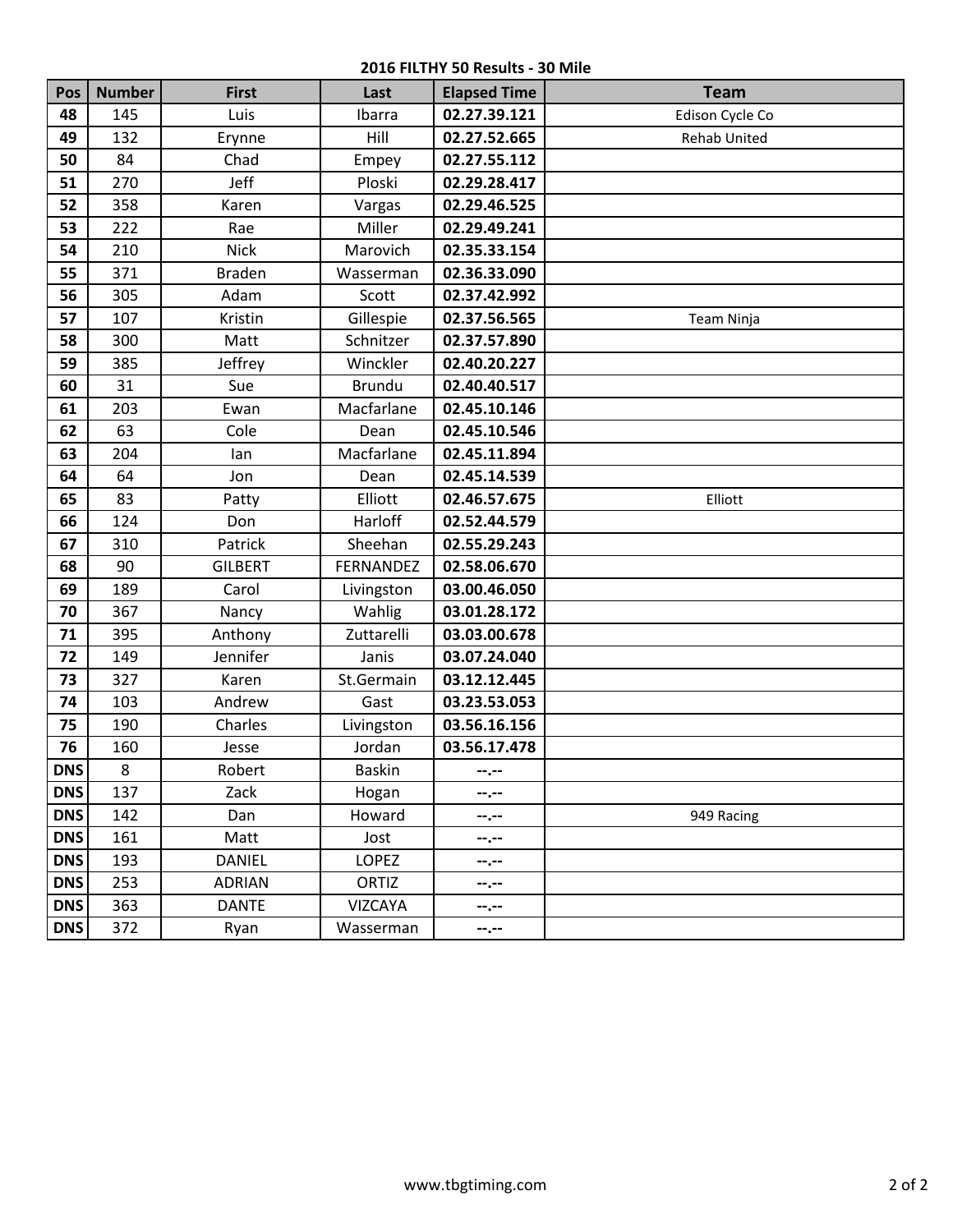**2016 FILTHY 50 Results - 30 Mile**

| Pos | Number | First | Last | Elapsed Time | Team |
|---|---|---|---|---|---|
| 48 | 145 | Luis | Ibarra | 02.27.39.121 | Edison Cycle Co |
| 49 | 132 | Erynne | Hill | 02.27.52.665 | Rehab United |
| 50 | 84 | Chad | Empey | 02.27.55.112 | |
| 51 | 270 | Jeff | Ploski | 02.29.28.417 | |
| 52 | 358 | Karen | Vargas | 02.29.46.525 | |
| 53 | 222 | Rae | Miller | 02.29.49.241 | |
| 54 | 210 | Nick | Marovich | 02.35.33.154 | |
| 55 | 371 | Braden | Wasserman | 02.36.33.090 | |
| 56 | 305 | Adam | Scott | 02.37.42.992 | |
| 57 | 107 | Kristin | Gillespie | 02.37.56.565 | Team Ninja |
| 58 | 300 | Matt | Schnitzer | 02.37.57.890 | |
| 59 | 385 | Jeffrey | Winckler | 02.40.20.227 | |
| 60 | 31 | Sue | Brundu | 02.40.40.517 | |
| 61 | 203 | Ewan | Macfarlane | 02.45.10.146 | |
| 62 | 63 | Cole | Dean | 02.45.10.546 | |
| 63 | 204 | Ian | Macfarlane | 02.45.11.894 | |
| 64 | 64 | Jon | Dean | 02.45.14.539 | |
| 65 | 83 | Patty | Elliott | 02.46.57.675 | Elliott |
| 66 | 124 | Don | Harloff | 02.52.44.579 | |
| 67 | 310 | Patrick | Sheehan | 02.55.29.243 | |
| 68 | 90 | GILBERT | FERNANDEZ | 02.58.06.670 | |
| 69 | 189 | Carol | Livingston | 03.00.46.050 | |
| 70 | 367 | Nancy | Wahlig | 03.01.28.172 | |
| 71 | 395 | Anthony | Zuttarelli | 03.03.00.678 | |
| 72 | 149 | Jennifer | Janis | 03.07.24.040 | |
| 73 | 327 | Karen | St.Germain | 03.12.12.445 | |
| 74 | 103 | Andrew | Gast | 03.23.53.053 | |
| 75 | 190 | Charles | Livingston | 03.56.16.156 | |
| 76 | 160 | Jesse | Jordan | 03.56.17.478 | |
| DNS | 8 | Robert | Baskin | --.-- | |
| DNS | 137 | Zack | Hogan | --.-- | |
| DNS | 142 | Dan | Howard | --.-- | 949 Racing |
| DNS | 161 | Matt | Jost | --.-- | |
| DNS | 193 | DANIEL | LOPEZ | --.-- | |
| DNS | 253 | ADRIAN | ORTIZ | --.-- | |
| DNS | 363 | DANTE | VIZCAYA | --.-- | |
| DNS | 372 | Ryan | Wasserman | --.-- | |

www.tbgtiming.com